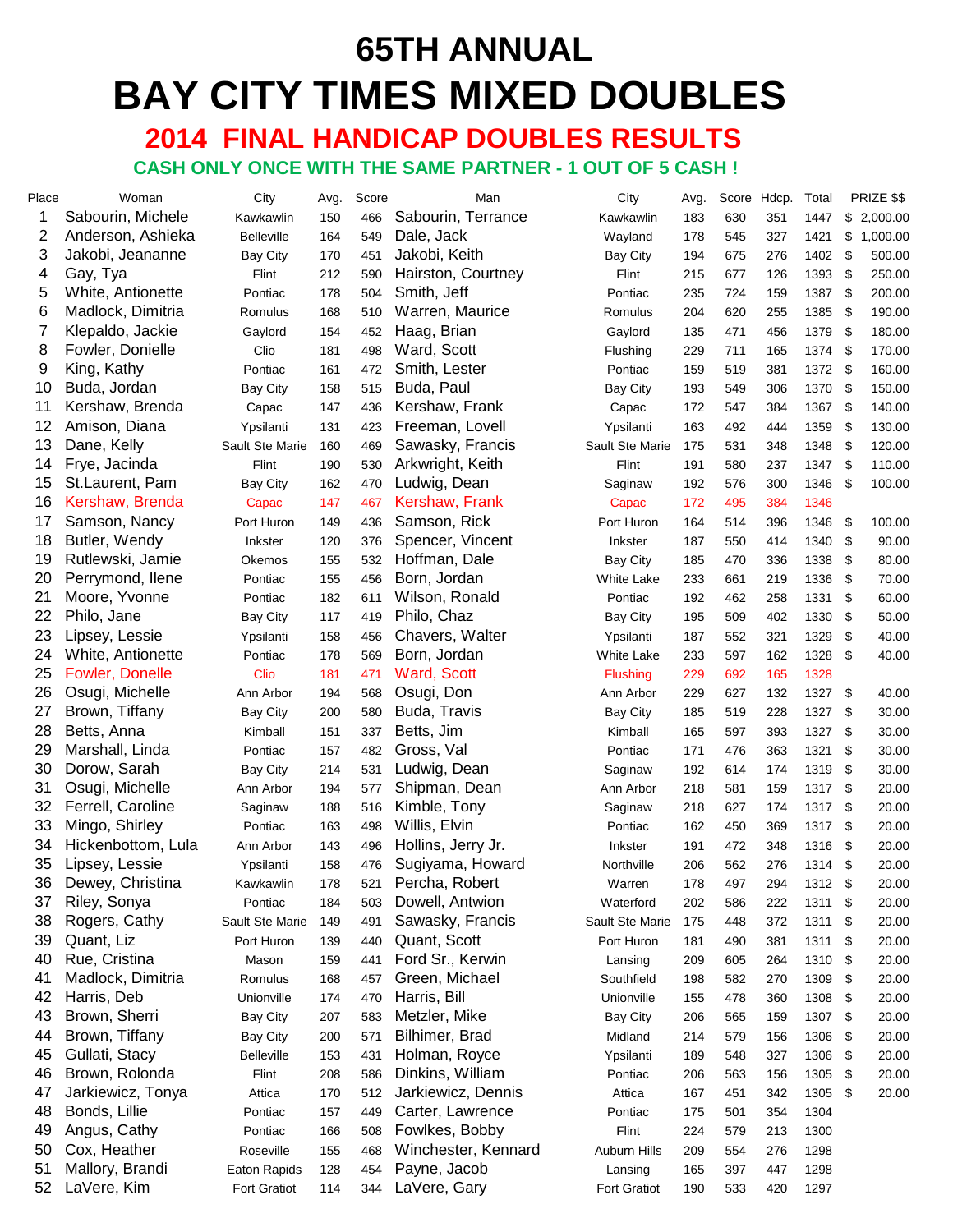# 65TH ANNUAL

# BAY CITY TIMES MIXED DOUBLES

## 2014 FINAL HANDICAP DOUBLES RESULTS

### CASH ONLY ONCE WITH THE SAME PARTNER - 1 OUT OF 5 CASH !

| Place | Woman | City | Avg. | Score | Man | City | Avg. | Score | Hdcp. | Total | PRIZE $$ |
|---|---|---|---|---|---|---|---|---|---|---|---|
| 1 | Sabourin, Michele | Kawkawlin | 150 | 466 | Sabourin, Terrance | Kawkawlin | 183 | 630 | 351 | 1447 | $ 2,000.00 |
| 2 | Anderson, Ashieka | Belleville | 164 | 549 | Dale, Jack | Wayland | 178 | 545 | 327 | 1421 | $ 1,000.00 |
| 3 | Jakobi, Jeananne | Bay City | 170 | 451 | Jakobi, Keith | Bay City | 194 | 675 | 276 | 1402 | $ 500.00 |
| 4 | Gay, Tya | Flint | 212 | 590 | Hairston, Courtney | Flint | 215 | 677 | 126 | 1393 | $ 250.00 |
| 5 | White, Antionette | Pontiac | 178 | 504 | Smith, Jeff | Pontiac | 235 | 724 | 159 | 1387 | $ 200.00 |
| 6 | Madlock, Dimitria | Romulus | 168 | 510 | Warren, Maurice | Romulus | 204 | 620 | 255 | 1385 | $ 190.00 |
| 7 | Klepaldo, Jackie | Gaylord | 154 | 452 | Haag, Brian | Gaylord | 135 | 471 | 456 | 1379 | $ 180.00 |
| 8 | Fowler, Donielle | Clio | 181 | 498 | Ward, Scott | Flushing | 229 | 711 | 165 | 1374 | $ 170.00 |
| 9 | King, Kathy | Pontiac | 161 | 472 | Smith, Lester | Pontiac | 159 | 519 | 381 | 1372 | $ 160.00 |
| 10 | Buda, Jordan | Bay City | 158 | 515 | Buda, Paul | Bay City | 193 | 549 | 306 | 1370 | $ 150.00 |
| 11 | Kershaw, Brenda | Capac | 147 | 436 | Kershaw, Frank | Capac | 172 | 547 | 384 | 1367 | $ 140.00 |
| 12 | Amison, Diana | Ypsilanti | 131 | 423 | Freeman, Lovell | Ypsilanti | 163 | 492 | 444 | 1359 | $ 130.00 |
| 13 | Dane, Kelly | Sault Ste Marie | 160 | 469 | Sawasky, Francis | Sault Ste Marie | 175 | 531 | 348 | 1348 | $ 120.00 |
| 14 | Frye, Jacinda | Flint | 190 | 530 | Arkwright, Keith | Flint | 191 | 580 | 237 | 1347 | $ 110.00 |
| 15 | St.Laurent, Pam | Bay City | 162 | 470 | Ludwig, Dean | Saginaw | 192 | 576 | 300 | 1346 | $ 100.00 |
| 16 | Kershaw, Brenda | Capac | 147 | 467 | Kershaw, Frank | Capac | 172 | 495 | 384 | 1346 | |
| 17 | Samson, Nancy | Port Huron | 149 | 436 | Samson, Rick | Port Huron | 164 | 514 | 396 | 1346 | $ 100.00 |
| 18 | Butler, Wendy | Inkster | 120 | 376 | Spencer, Vincent | Inkster | 187 | 550 | 414 | 1340 | $ 90.00 |
| 19 | Rutlewski, Jamie | Okemos | 155 | 532 | Hoffman, Dale | Bay City | 185 | 470 | 336 | 1338 | $ 80.00 |
| 20 | Perrymond, Ilene | Pontiac | 155 | 456 | Born, Jordan | White Lake | 233 | 661 | 219 | 1336 | $ 70.00 |
| 21 | Moore, Yvonne | Pontiac | 182 | 611 | Wilson, Ronald | Pontiac | 192 | 462 | 258 | 1331 | $ 60.00 |
| 22 | Philo, Jane | Bay City | 117 | 419 | Philo, Chaz | Bay City | 195 | 509 | 402 | 1330 | $ 50.00 |
| 23 | Lipsey, Lessie | Ypsilanti | 158 | 456 | Chavers, Walter | Ypsilanti | 187 | 552 | 321 | 1329 | $ 40.00 |
| 24 | White, Antionette | Pontiac | 178 | 569 | Born, Jordan | White Lake | 233 | 597 | 162 | 1328 | $ 40.00 |
| 25 | Fowler, Donelle | Clio | 181 | 471 | Ward, Scott | Flushing | 229 | 692 | 165 | 1328 | |
| 26 | Osugi, Michelle | Ann Arbor | 194 | 568 | Osugi, Don | Ann Arbor | 229 | 627 | 132 | 1327 | $ 40.00 |
| 27 | Brown, Tiffany | Bay City | 200 | 580 | Buda, Travis | Bay City | 185 | 519 | 228 | 1327 | $ 30.00 |
| 28 | Betts, Anna | Kimball | 151 | 337 | Betts, Jim | Kimball | 165 | 597 | 393 | 1327 | $ 30.00 |
| 29 | Marshall, Linda | Pontiac | 157 | 482 | Gross, Val | Pontiac | 171 | 476 | 363 | 1321 | $ 30.00 |
| 30 | Dorow, Sarah | Bay City | 214 | 531 | Ludwig, Dean | Saginaw | 192 | 614 | 174 | 1319 | $ 30.00 |
| 31 | Osugi, Michelle | Ann Arbor | 194 | 577 | Shipman, Dean | Ann Arbor | 218 | 581 | 159 | 1317 | $ 20.00 |
| 32 | Ferrell, Caroline | Saginaw | 188 | 516 | Kimble, Tony | Saginaw | 218 | 627 | 174 | 1317 | $ 20.00 |
| 33 | Mingo, Shirley | Pontiac | 163 | 498 | Willis, Elvin | Pontiac | 162 | 450 | 369 | 1317 | $ 20.00 |
| 34 | Hickenbottom, Lula | Ann Arbor | 143 | 496 | Hollins, Jerry Jr. | Inkster | 191 | 472 | 348 | 1316 | $ 20.00 |
| 35 | Lipsey, Lessie | Ypsilanti | 158 | 476 | Sugiyama, Howard | Northville | 206 | 562 | 276 | 1314 | $ 20.00 |
| 36 | Dewey, Christina | Kawkawlin | 178 | 521 | Percha, Robert | Warren | 178 | 497 | 294 | 1312 | $ 20.00 |
| 37 | Riley, Sonya | Pontiac | 184 | 503 | Dowell, Antwion | Waterford | 202 | 586 | 222 | 1311 | $ 20.00 |
| 38 | Rogers, Cathy | Sault Ste Marie | 149 | 491 | Sawasky, Francis | Sault Ste Marie | 175 | 448 | 372 | 1311 | $ 20.00 |
| 39 | Quant, Liz | Port Huron | 139 | 440 | Quant, Scott | Port Huron | 181 | 490 | 381 | 1311 | $ 20.00 |
| 40 | Rue, Cristina | Mason | 159 | 441 | Ford Sr., Kerwin | Lansing | 209 | 605 | 264 | 1310 | $ 20.00 |
| 41 | Madlock, Dimitria | Romulus | 168 | 457 | Green, Michael | Southfield | 198 | 582 | 270 | 1309 | $ 20.00 |
| 42 | Harris, Deb | Unionville | 174 | 470 | Harris, Bill | Unionville | 155 | 478 | 360 | 1308 | $ 20.00 |
| 43 | Brown, Sherri | Bay City | 207 | 583 | Metzler, Mike | Bay City | 206 | 565 | 159 | 1307 | $ 20.00 |
| 44 | Brown, Tiffany | Bay City | 200 | 571 | Bilhimer, Brad | Midland | 214 | 579 | 156 | 1306 | $ 20.00 |
| 45 | Gullati, Stacy | Belleville | 153 | 431 | Holman, Royce | Ypsilanti | 189 | 548 | 327 | 1306 | $ 20.00 |
| 46 | Brown, Rolonda | Flint | 208 | 586 | Dinkins, William | Pontiac | 206 | 563 | 156 | 1305 | $ 20.00 |
| 47 | Jarkiewicz, Tonya | Attica | 170 | 512 | Jarkiewicz, Dennis | Attica | 167 | 451 | 342 | 1305 | $ 20.00 |
| 48 | Bonds, Lillie | Pontiac | 157 | 449 | Carter, Lawrence | Pontiac | 175 | 501 | 354 | 1304 | |
| 49 | Angus, Cathy | Pontiac | 166 | 508 | Fowlkes, Bobby | Flint | 224 | 579 | 213 | 1300 | |
| 50 | Cox, Heather | Roseville | 155 | 468 | Winchester, Kennard | Auburn Hills | 209 | 554 | 276 | 1298 | |
| 51 | Mallory, Brandi | Eaton Rapids | 128 | 454 | Payne, Jacob | Lansing | 165 | 397 | 447 | 1298 | |
| 52 | LaVere, Kim | Fort Gratiot | 114 | 344 | LaVere, Gary | Fort Gratiot | 190 | 533 | 420 | 1297 | |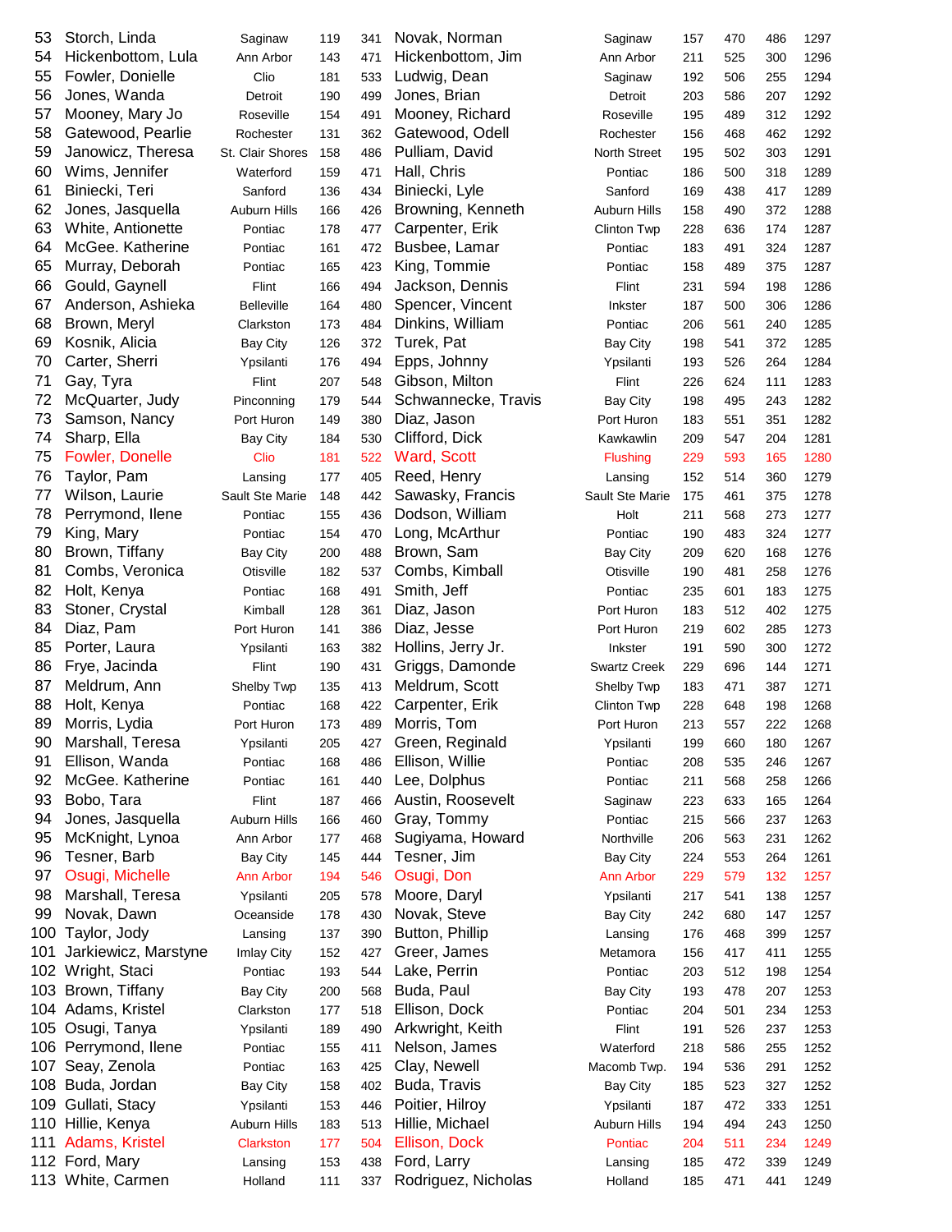| | | | | | | | | | | |
|---|---|---|---|---|---|---|---|---|---|---|
| 53 | Storch, Linda | Saginaw | 119 | 341 | Novak, Norman | Saginaw | 157 | 470 | 486 | 1297 |
| 54 | Hickenbottom, Lula | Ann Arbor | 143 | 471 | Hickenbottom, Jim | Ann Arbor | 211 | 525 | 300 | 1296 |
| 55 | Fowler, Donielle | Clio | 181 | 533 | Ludwig, Dean | Saginaw | 192 | 506 | 255 | 1294 |
| 56 | Jones, Wanda | Detroit | 190 | 499 | Jones, Brian | Detroit | 203 | 586 | 207 | 1292 |
| 57 | Mooney, Mary Jo | Roseville | 154 | 491 | Mooney, Richard | Roseville | 195 | 489 | 312 | 1292 |
| 58 | Gatewood, Pearlie | Rochester | 131 | 362 | Gatewood, Odell | Rochester | 156 | 468 | 462 | 1292 |
| 59 | Janowicz, Theresa | St. Clair Shores | 158 | 486 | Pulliam, David | North Street | 195 | 502 | 303 | 1291 |
| 60 | Wims, Jennifer | Waterford | 159 | 471 | Hall, Chris | Pontiac | 186 | 500 | 318 | 1289 |
| 61 | Biniecki, Teri | Sanford | 136 | 434 | Biniecki, Lyle | Sanford | 169 | 438 | 417 | 1289 |
| 62 | Jones, Jasquella | Auburn Hills | 166 | 426 | Browning, Kenneth | Auburn Hills | 158 | 490 | 372 | 1288 |
| 63 | White, Antionette | Pontiac | 178 | 477 | Carpenter, Erik | Clinton Twp | 228 | 636 | 174 | 1287 |
| 64 | McGee. Katherine | Pontiac | 161 | 472 | Busbee, Lamar | Pontiac | 183 | 491 | 324 | 1287 |
| 65 | Murray, Deborah | Pontiac | 165 | 423 | King, Tommie | Pontiac | 158 | 489 | 375 | 1287 |
| 66 | Gould, Gaynell | Flint | 166 | 494 | Jackson, Dennis | Flint | 231 | 594 | 198 | 1286 |
| 67 | Anderson, Ashieka | Belleville | 164 | 480 | Spencer, Vincent | Inkster | 187 | 500 | 306 | 1286 |
| 68 | Brown, Meryl | Clarkston | 173 | 484 | Dinkins, William | Pontiac | 206 | 561 | 240 | 1285 |
| 69 | Kosnik, Alicia | Bay City | 126 | 372 | Turek, Pat | Bay City | 198 | 541 | 372 | 1285 |
| 70 | Carter, Sherri | Ypsilanti | 176 | 494 | Epps, Johnny | Ypsilanti | 193 | 526 | 264 | 1284 |
| 71 | Gay, Tyra | Flint | 207 | 548 | Gibson, Milton | Flint | 226 | 624 | 111 | 1283 |
| 72 | McQuarter, Judy | Pinconning | 179 | 544 | Schwannecke, Travis | Bay City | 198 | 495 | 243 | 1282 |
| 73 | Samson, Nancy | Port Huron | 149 | 380 | Diaz, Jason | Port Huron | 183 | 551 | 351 | 1282 |
| 74 | Sharp, Ella | Bay City | 184 | 530 | Clifford, Dick | Kawkawlin | 209 | 547 | 204 | 1281 |
| 75 | Fowler, Donelle | Clio | 181 | 522 | Ward, Scott | Flushing | 229 | 593 | 165 | 1280 |
| 76 | Taylor, Pam | Lansing | 177 | 405 | Reed, Henry | Lansing | 152 | 514 | 360 | 1279 |
| 77 | Wilson, Laurie | Sault Ste Marie | 148 | 442 | Sawasky, Francis | Sault Ste Marie | 175 | 461 | 375 | 1278 |
| 78 | Perrymond, Ilene | Pontiac | 155 | 436 | Dodson, William | Holt | 211 | 568 | 273 | 1277 |
| 79 | King, Mary | Pontiac | 154 | 470 | Long, McArthur | Pontiac | 190 | 483 | 324 | 1277 |
| 80 | Brown, Tiffany | Bay City | 200 | 488 | Brown, Sam | Bay City | 209 | 620 | 168 | 1276 |
| 81 | Combs, Veronica | Otisville | 182 | 537 | Combs, Kimball | Otisville | 190 | 481 | 258 | 1276 |
| 82 | Holt, Kenya | Pontiac | 168 | 491 | Smith, Jeff | Pontiac | 235 | 601 | 183 | 1275 |
| 83 | Stoner, Crystal | Kimball | 128 | 361 | Diaz, Jason | Port Huron | 183 | 512 | 402 | 1275 |
| 84 | Diaz, Pam | Port Huron | 141 | 386 | Diaz, Jesse | Port Huron | 219 | 602 | 285 | 1273 |
| 85 | Porter, Laura | Ypsilanti | 163 | 382 | Hollins, Jerry Jr. | Inkster | 191 | 590 | 300 | 1272 |
| 86 | Frye, Jacinda | Flint | 190 | 431 | Griggs, Damonde | Swartz Creek | 229 | 696 | 144 | 1271 |
| 87 | Meldrum, Ann | Shelby Twp | 135 | 413 | Meldrum, Scott | Shelby Twp | 183 | 471 | 387 | 1271 |
| 88 | Holt, Kenya | Pontiac | 168 | 422 | Carpenter, Erik | Clinton Twp | 228 | 648 | 198 | 1268 |
| 89 | Morris, Lydia | Port Huron | 173 | 489 | Morris, Tom | Port Huron | 213 | 557 | 222 | 1268 |
| 90 | Marshall, Teresa | Ypsilanti | 205 | 427 | Green, Reginald | Ypsilanti | 199 | 660 | 180 | 1267 |
| 91 | Ellison, Wanda | Pontiac | 168 | 486 | Ellison, Willie | Pontiac | 208 | 535 | 246 | 1267 |
| 92 | McGee. Katherine | Pontiac | 161 | 440 | Lee, Dolphus | Pontiac | 211 | 568 | 258 | 1266 |
| 93 | Bobo, Tara | Flint | 187 | 466 | Austin, Roosevelt | Saginaw | 223 | 633 | 165 | 1264 |
| 94 | Jones, Jasquella | Auburn Hills | 166 | 460 | Gray, Tommy | Pontiac | 215 | 566 | 237 | 1263 |
| 95 | McKnight, Lynoa | Ann Arbor | 177 | 468 | Sugiyama, Howard | Northville | 206 | 563 | 231 | 1262 |
| 96 | Tesner, Barb | Bay City | 145 | 444 | Tesner, Jim | Bay City | 224 | 553 | 264 | 1261 |
| 97 | Osugi, Michelle | Ann Arbor | 194 | 546 | Osugi, Don | Ann Arbor | 229 | 579 | 132 | 1257 |
| 98 | Marshall, Teresa | Ypsilanti | 205 | 578 | Moore, Daryl | Ypsilanti | 217 | 541 | 138 | 1257 |
| 99 | Novak, Dawn | Oceanside | 178 | 430 | Novak, Steve | Bay City | 242 | 680 | 147 | 1257 |
| 100 | Taylor, Jody | Lansing | 137 | 390 | Button, Phillip | Lansing | 176 | 468 | 399 | 1257 |
| 101 | Jarkiewicz, Marstyne | Imlay City | 152 | 427 | Greer, James | Metamora | 156 | 417 | 411 | 1255 |
| 102 | Wright, Staci | Pontiac | 193 | 544 | Lake, Perrin | Pontiac | 203 | 512 | 198 | 1254 |
| 103 | Brown, Tiffany | Bay City | 200 | 568 | Buda, Paul | Bay City | 193 | 478 | 207 | 1253 |
| 104 | Adams, Kristel | Clarkston | 177 | 518 | Ellison, Dock | Pontiac | 204 | 501 | 234 | 1253 |
| 105 | Osugi, Tanya | Ypsilanti | 189 | 490 | Arkwright, Keith | Flint | 191 | 526 | 237 | 1253 |
| 106 | Perrymond, Ilene | Pontiac | 155 | 411 | Nelson, James | Waterford | 218 | 586 | 255 | 1252 |
| 107 | Seay, Zenola | Pontiac | 163 | 425 | Clay, Newell | Macomb Twp. | 194 | 536 | 291 | 1252 |
| 108 | Buda, Jordan | Bay City | 158 | 402 | Buda, Travis | Bay City | 185 | 523 | 327 | 1252 |
| 109 | Gullati, Stacy | Ypsilanti | 153 | 446 | Poitier, Hilroy | Ypsilanti | 187 | 472 | 333 | 1251 |
| 110 | Hillie, Kenya | Auburn Hills | 183 | 513 | Hillie, Michael | Auburn Hills | 194 | 494 | 243 | 1250 |
| 111 | Adams, Kristel | Clarkston | 177 | 504 | Ellison, Dock | Pontiac | 204 | 511 | 234 | 1249 |
| 112 | Ford, Mary | Lansing | 153 | 438 | Ford, Larry | Lansing | 185 | 472 | 339 | 1249 |
| 113 | White, Carmen | Holland | 111 | 337 | Rodriguez, Nicholas | Holland | 185 | 471 | 441 | 1249 |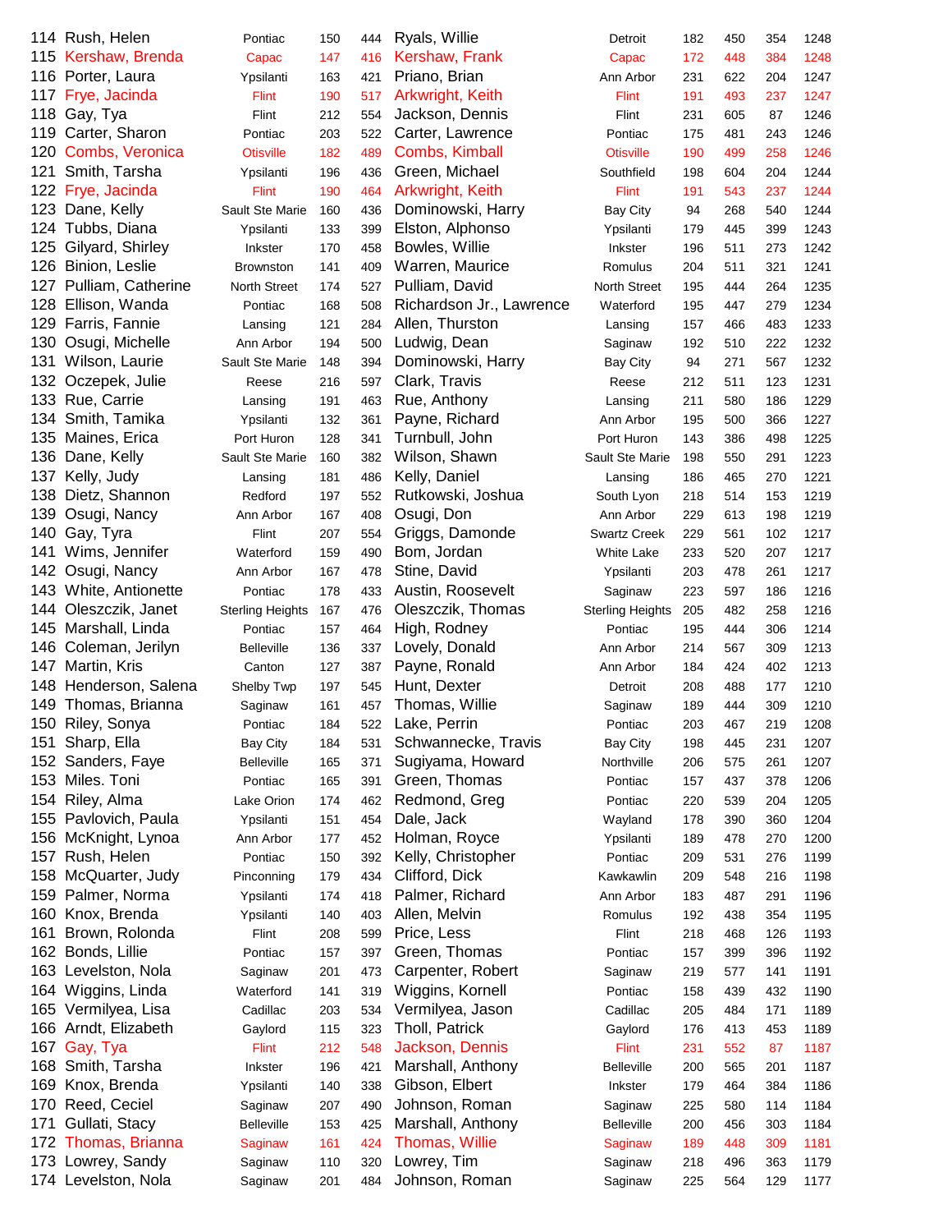| | | | | | | | | | | |
|---|---|---|---|---|---|---|---|---|---|---|
| 114 | Rush, Helen | Pontiac | 150 | 444 | Ryals, Willie | Detroit | 182 | 450 | 354 | 1248 |
| 115 | Kershaw, Brenda | Capac | 147 | 416 | Kershaw, Frank | Capac | 172 | 448 | 384 | 1248 |
| 116 | Porter, Laura | Ypsilanti | 163 | 421 | Priano, Brian | Ann Arbor | 231 | 622 | 204 | 1247 |
| 117 | Frye, Jacinda | Flint | 190 | 517 | Arkwright, Keith | Flint | 191 | 493 | 237 | 1247 |
| 118 | Gay, Tya | Flint | 212 | 554 | Jackson, Dennis | Flint | 231 | 605 | 87 | 1246 |
| 119 | Carter, Sharon | Pontiac | 203 | 522 | Carter, Lawrence | Pontiac | 175 | 481 | 243 | 1246 |
| 120 | Combs, Veronica | Otisville | 182 | 489 | Combs, Kimball | Otisville | 190 | 499 | 258 | 1246 |
| 121 | Smith, Tarsha | Ypsilanti | 196 | 436 | Green, Michael | Southfield | 198 | 604 | 204 | 1244 |
| 122 | Frye, Jacinda | Flint | 190 | 464 | Arkwright, Keith | Flint | 191 | 543 | 237 | 1244 |
| 123 | Dane, Kelly | Sault Ste Marie | 160 | 436 | Dominowski, Harry | Bay City | 94 | 268 | 540 | 1244 |
| 124 | Tubbs, Diana | Ypsilanti | 133 | 399 | Elston, Alphonso | Ypsilanti | 179 | 445 | 399 | 1243 |
| 125 | Gilyard, Shirley | Inkster | 170 | 458 | Bowles, Willie | Inkster | 196 | 511 | 273 | 1242 |
| 126 | Binion, Leslie | Brownston | 141 | 409 | Warren, Maurice | Romulus | 204 | 511 | 321 | 1241 |
| 127 | Pulliam, Catherine | North Street | 174 | 527 | Pulliam, David | North Street | 195 | 444 | 264 | 1235 |
| 128 | Ellison, Wanda | Pontiac | 168 | 508 | Richardson Jr., Lawrence | Waterford | 195 | 447 | 279 | 1234 |
| 129 | Farris, Fannie | Lansing | 121 | 284 | Allen, Thurston | Lansing | 157 | 466 | 483 | 1233 |
| 130 | Osugi, Michelle | Ann Arbor | 194 | 500 | Ludwig, Dean | Saginaw | 192 | 510 | 222 | 1232 |
| 131 | Wilson, Laurie | Sault Ste Marie | 148 | 394 | Dominowski, Harry | Bay City | 94 | 271 | 567 | 1232 |
| 132 | Oczepek, Julie | Reese | 216 | 597 | Clark, Travis | Reese | 212 | 511 | 123 | 1231 |
| 133 | Rue, Carrie | Lansing | 191 | 463 | Rue, Anthony | Lansing | 211 | 580 | 186 | 1229 |
| 134 | Smith, Tamika | Ypsilanti | 132 | 361 | Payne, Richard | Ann Arbor | 195 | 500 | 366 | 1227 |
| 135 | Maines, Erica | Port Huron | 128 | 341 | Turnbull, John | Port Huron | 143 | 386 | 498 | 1225 |
| 136 | Dane, Kelly | Sault Ste Marie | 160 | 382 | Wilson, Shawn | Sault Ste Marie | 198 | 550 | 291 | 1223 |
| 137 | Kelly, Judy | Lansing | 181 | 486 | Kelly, Daniel | Lansing | 186 | 465 | 270 | 1221 |
| 138 | Dietz, Shannon | Redford | 197 | 552 | Rutkowski, Joshua | South Lyon | 218 | 514 | 153 | 1219 |
| 139 | Osugi, Nancy | Ann Arbor | 167 | 408 | Osugi, Don | Ann Arbor | 229 | 613 | 198 | 1219 |
| 140 | Gay, Tyra | Flint | 207 | 554 | Griggs, Damonde | Swartz Creek | 229 | 561 | 102 | 1217 |
| 141 | Wims, Jennifer | Waterford | 159 | 490 | Bom, Jordan | White Lake | 233 | 520 | 207 | 1217 |
| 142 | Osugi, Nancy | Ann Arbor | 167 | 478 | Stine, David | Ypsilanti | 203 | 478 | 261 | 1217 |
| 143 | White, Antionette | Pontiac | 178 | 433 | Austin, Roosevelt | Saginaw | 223 | 597 | 186 | 1216 |
| 144 | Oleszczik, Janet | Sterling Heights | 167 | 476 | Oleszczik, Thomas | Sterling Heights | 205 | 482 | 258 | 1216 |
| 145 | Marshall, Linda | Pontiac | 157 | 464 | High, Rodney | Pontiac | 195 | 444 | 306 | 1214 |
| 146 | Coleman, Jerilyn | Belleville | 136 | 337 | Lovely, Donald | Ann Arbor | 214 | 567 | 309 | 1213 |
| 147 | Martin, Kris | Canton | 127 | 387 | Payne, Ronald | Ann Arbor | 184 | 424 | 402 | 1213 |
| 148 | Henderson, Salena | Shelby Twp | 197 | 545 | Hunt, Dexter | Detroit | 208 | 488 | 177 | 1210 |
| 149 | Thomas, Brianna | Saginaw | 161 | 457 | Thomas, Willie | Saginaw | 189 | 444 | 309 | 1210 |
| 150 | Riley, Sonya | Pontiac | 184 | 522 | Lake, Perrin | Pontiac | 203 | 467 | 219 | 1208 |
| 151 | Sharp, Ella | Bay City | 184 | 531 | Schwannecke, Travis | Bay City | 198 | 445 | 231 | 1207 |
| 152 | Sanders, Faye | Belleville | 165 | 371 | Sugiyama, Howard | Northville | 206 | 575 | 261 | 1207 |
| 153 | Miles. Toni | Pontiac | 165 | 391 | Green, Thomas | Pontiac | 157 | 437 | 378 | 1206 |
| 154 | Riley, Alma | Lake Orion | 174 | 462 | Redmond, Greg | Pontiac | 220 | 539 | 204 | 1205 |
| 155 | Pavlovich, Paula | Ypsilanti | 151 | 454 | Dale, Jack | Wayland | 178 | 390 | 360 | 1204 |
| 156 | McKnight, Lynoa | Ann Arbor | 177 | 452 | Holman, Royce | Ypsilanti | 189 | 478 | 270 | 1200 |
| 157 | Rush, Helen | Pontiac | 150 | 392 | Kelly, Christopher | Pontiac | 209 | 531 | 276 | 1199 |
| 158 | McQuarter, Judy | Pinconning | 179 | 434 | Clifford, Dick | Kawkawlin | 209 | 548 | 216 | 1198 |
| 159 | Palmer, Norma | Ypsilanti | 174 | 418 | Palmer, Richard | Ann Arbor | 183 | 487 | 291 | 1196 |
| 160 | Knox, Brenda | Ypsilanti | 140 | 403 | Allen, Melvin | Romulus | 192 | 438 | 354 | 1195 |
| 161 | Brown, Rolonda | Flint | 208 | 599 | Price, Less | Flint | 218 | 468 | 126 | 1193 |
| 162 | Bonds, Lillie | Pontiac | 157 | 397 | Green, Thomas | Pontiac | 157 | 399 | 396 | 1192 |
| 163 | Levelston, Nola | Saginaw | 201 | 473 | Carpenter, Robert | Saginaw | 219 | 577 | 141 | 1191 |
| 164 | Wiggins, Linda | Waterford | 141 | 319 | Wiggins, Kornell | Pontiac | 158 | 439 | 432 | 1190 |
| 165 | Vermilyea, Lisa | Cadillac | 203 | 534 | Vermilyea, Jason | Cadillac | 205 | 484 | 171 | 1189 |
| 166 | Arndt, Elizabeth | Gaylord | 115 | 323 | Tholl, Patrick | Gaylord | 176 | 413 | 453 | 1189 |
| 167 | Gay, Tya | Flint | 212 | 548 | Jackson, Dennis | Flint | 231 | 552 | 87 | 1187 |
| 168 | Smith, Tarsha | Inkster | 196 | 421 | Marshall, Anthony | Belleville | 200 | 565 | 201 | 1187 |
| 169 | Knox, Brenda | Ypsilanti | 140 | 338 | Gibson, Elbert | Inkster | 179 | 464 | 384 | 1186 |
| 170 | Reed, Ceciel | Saginaw | 207 | 490 | Johnson, Roman | Saginaw | 225 | 580 | 114 | 1184 |
| 171 | Gullati, Stacy | Belleville | 153 | 425 | Marshall, Anthony | Belleville | 200 | 456 | 303 | 1184 |
| 172 | Thomas, Brianna | Saginaw | 161 | 424 | Thomas, Willie | Saginaw | 189 | 448 | 309 | 1181 |
| 173 | Lowrey, Sandy | Saginaw | 110 | 320 | Lowrey, Tim | Saginaw | 218 | 496 | 363 | 1179 |
| 174 | Levelston, Nola | Saginaw | 201 | 484 | Johnson, Roman | Saginaw | 225 | 564 | 129 | 1177 |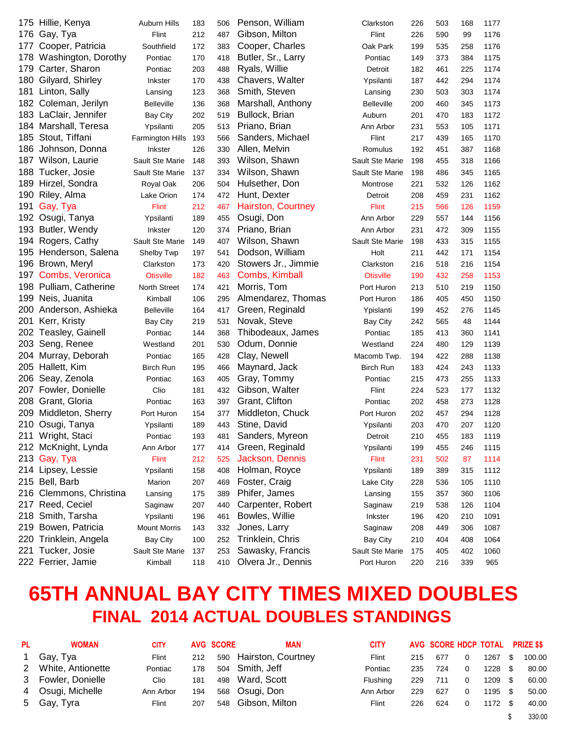| | | | | | | | | | | |
|---|---|---|---|---|---|---|---|---|---|---|
| 175 | Hillie, Kenya | Auburn Hills | 183 | 506 | Penson, William | Clarkston | 226 | 503 | 168 | 1177 |
| 176 | Gay, Tya | Flint | 212 | 487 | Gibson, Milton | Flint | 226 | 590 | 99 | 1176 |
| 177 | Cooper, Patricia | Southfield | 172 | 383 | Cooper, Charles | Oak Park | 199 | 535 | 258 | 1176 |
| 178 | Washington, Dorothy | Pontiac | 170 | 418 | Butler, Sr., Larry | Pontiac | 149 | 373 | 384 | 1175 |
| 179 | Carter, Sharon | Pontiac | 203 | 488 | Ryals, Willie | Detroit | 182 | 461 | 225 | 1174 |
| 180 | Gilyard, Shirley | Inkster | 170 | 438 | Chavers, Walter | Ypsilanti | 187 | 442 | 294 | 1174 |
| 181 | Linton, Sally | Lansing | 123 | 368 | Smith, Steven | Lansing | 230 | 503 | 303 | 1174 |
| 182 | Coleman, Jerilyn | Belleville | 136 | 368 | Marshall, Anthony | Belleville | 200 | 460 | 345 | 1173 |
| 183 | LaClair, Jennifer | Bay City | 202 | 519 | Bullock, Brian | Auburn | 201 | 470 | 183 | 1172 |
| 184 | Marshall, Teresa | Ypsilanti | 205 | 513 | Priano, Brian | Ann Arbor | 231 | 553 | 105 | 1171 |
| 185 | Stout, Tiffani | Farmington Hills | 193 | 566 | Sanders, Michael | Flint | 217 | 439 | 165 | 1170 |
| 186 | Johnson, Donna | Inkster | 126 | 330 | Allen, Melvin | Romulus | 192 | 451 | 387 | 1168 |
| 187 | Wilson, Laurie | Sault Ste Marie | 148 | 393 | Wilson, Shawn | Sault Ste Marie | 198 | 455 | 318 | 1166 |
| 188 | Tucker, Josie | Sault Ste Marie | 137 | 334 | Wilson, Shawn | Sault Ste Marie | 198 | 486 | 345 | 1165 |
| 189 | Hirzel, Sondra | Royal Oak | 206 | 504 | Hulsether, Don | Montrose | 221 | 532 | 126 | 1162 |
| 190 | Riley, Alma | Lake Orion | 174 | 472 | Hunt, Dexter | Detroit | 208 | 459 | 231 | 1162 |
| 191 | Gay, Tya | Flint | 212 | 467 | Hairston, Courtney | Flint | 215 | 566 | 126 | 1159 |
| 192 | Osugi, Tanya | Ypsilanti | 189 | 455 | Osugi, Don | Ann Arbor | 229 | 557 | 144 | 1156 |
| 193 | Butler, Wendy | Inkster | 120 | 374 | Priano, Brian | Ann Arbor | 231 | 472 | 309 | 1155 |
| 194 | Rogers, Cathy | Sault Ste Marie | 149 | 407 | Wilson, Shawn | Sault Ste Marie | 198 | 433 | 315 | 1155 |
| 195 | Henderson, Salena | Shelby Twp | 197 | 541 | Dodson, William | Holt | 211 | 442 | 171 | 1154 |
| 196 | Brown, Meryl | Clarkston | 173 | 420 | Stowers Jr., Jimmie | Clarkston | 216 | 518 | 216 | 1154 |
| 197 | Combs, Veronica | Otisville | 182 | 463 | Combs, Kimball | Otisville | 190 | 432 | 258 | 1153 |
| 198 | Pulliam, Catherine | North Street | 174 | 421 | Morris, Tom | Port Huron | 213 | 510 | 219 | 1150 |
| 199 | Neis, Juanita | Kimball | 106 | 295 | Almendarez, Thomas | Port Huron | 186 | 405 | 450 | 1150 |
| 200 | Anderson, Ashieka | Belleville | 164 | 417 | Green, Reginald | Ypsilanti | 199 | 452 | 276 | 1145 |
| 201 | Kerr, Kristy | Bay City | 219 | 531 | Novak, Steve | Bay City | 242 | 565 | 48 | 1144 |
| 202 | Teasley, Gainell | Pontiac | 144 | 368 | Thibodeaux, James | Pontiac | 185 | 413 | 360 | 1141 |
| 203 | Seng, Renee | Westland | 201 | 530 | Odum, Donnie | Westland | 224 | 480 | 129 | 1139 |
| 204 | Murray, Deborah | Pontiac | 165 | 428 | Clay, Newell | Macomb Twp. | 194 | 422 | 288 | 1138 |
| 205 | Hallett, Kim | Birch Run | 195 | 466 | Maynard, Jack | Birch Run | 183 | 424 | 243 | 1133 |
| 206 | Seay, Zenola | Pontiac | 163 | 405 | Gray, Tommy | Pontiac | 215 | 473 | 255 | 1133 |
| 207 | Fowler, Donielle | Clio | 181 | 432 | Gibson, Walter | Flint | 224 | 523 | 177 | 1132 |
| 208 | Grant, Gloria | Pontiac | 163 | 397 | Grant, Clifton | Pontiac | 202 | 458 | 273 | 1128 |
| 209 | Middleton, Sherry | Port Huron | 154 | 377 | Middleton, Chuck | Port Huron | 202 | 457 | 294 | 1128 |
| 210 | Osugi, Tanya | Ypsilanti | 189 | 443 | Stine, David | Ypsilanti | 203 | 470 | 207 | 1120 |
| 211 | Wright, Staci | Pontiac | 193 | 481 | Sanders, Myreon | Detroit | 210 | 455 | 183 | 1119 |
| 212 | McKnight, Lynda | Ann Arbor | 177 | 414 | Green, Reginald | Ypsilanti | 199 | 455 | 246 | 1115 |
| 213 | Gay, Tya | Flint | 212 | 525 | Jackson, Dennis | Flint | 231 | 502 | 87 | 1114 |
| 214 | Lipsey, Lessie | Ypsilanti | 158 | 408 | Holman, Royce | Ypsilanti | 189 | 389 | 315 | 1112 |
| 215 | Bell, Barb | Marion | 207 | 469 | Foster, Craig | Lake City | 228 | 536 | 105 | 1110 |
| 216 | Clemmons, Christina | Lansing | 175 | 389 | Phifer, James | Lansing | 155 | 357 | 360 | 1106 |
| 217 | Reed, Ceciel | Saginaw | 207 | 440 | Carpenter, Robert | Saginaw | 219 | 538 | 126 | 1104 |
| 218 | Smith, Tarsha | Ypsilanti | 196 | 461 | Bowles, Willie | Inkster | 196 | 420 | 210 | 1091 |
| 219 | Bowen, Patricia | Mount Morris | 143 | 332 | Jones, Larry | Saginaw | 208 | 449 | 306 | 1087 |
| 220 | Trinklein, Angela | Bay City | 100 | 252 | Trinklein, Chris | Bay City | 210 | 404 | 408 | 1064 |
| 221 | Tucker, Josie | Sault Ste Marie | 137 | 253 | Sawasky, Francis | Sault Ste Marie | 175 | 405 | 402 | 1060 |
| 222 | Ferrier, Jamie | Kimball | 118 | 410 | Olvera Jr., Dennis | Port Huron | 220 | 216 | 339 | 965 |

# 65TH ANNUAL BAY CITY TIMES MIXED DOUBLES

## FINAL 2014 ACTUAL DOUBLES STANDINGS

| PL | WOMAN | CITY | AVG | SCORE | MAN | CITY | AVG | SCORE | HDCP | TOTAL | PRIZE $$ |
|---|---|---|---|---|---|---|---|---|---|---|---|
| 1 | Gay, Tya | Flint | 212 | 590 | Hairston, Courtney | Flint | 215 | 677 | 0 | 1267 | $ 100.00 |
| 2 | White, Antionette | Pontiac | 178 | 504 | Smith, Jeff | Pontiac | 235 | 724 | 0 | 1228 | $ 80.00 |
| 3 | Fowler, Donielle | Clio | 181 | 498 | Ward, Scott | Flushing | 229 | 711 | 0 | 1209 | $ 60.00 |
| 4 | Osugi, Michelle | Ann Arbor | 194 | 568 | Osugi, Don | Ann Arbor | 229 | 627 | 0 | 1195 | $ 50.00 |
| 5 | Gay, Tyra | Flint | 207 | 548 | Gibson, Milton | Flint | 226 | 624 | 0 | 1172 | $ 40.00 |
| | | | | | | | | | | | $ 330.00 |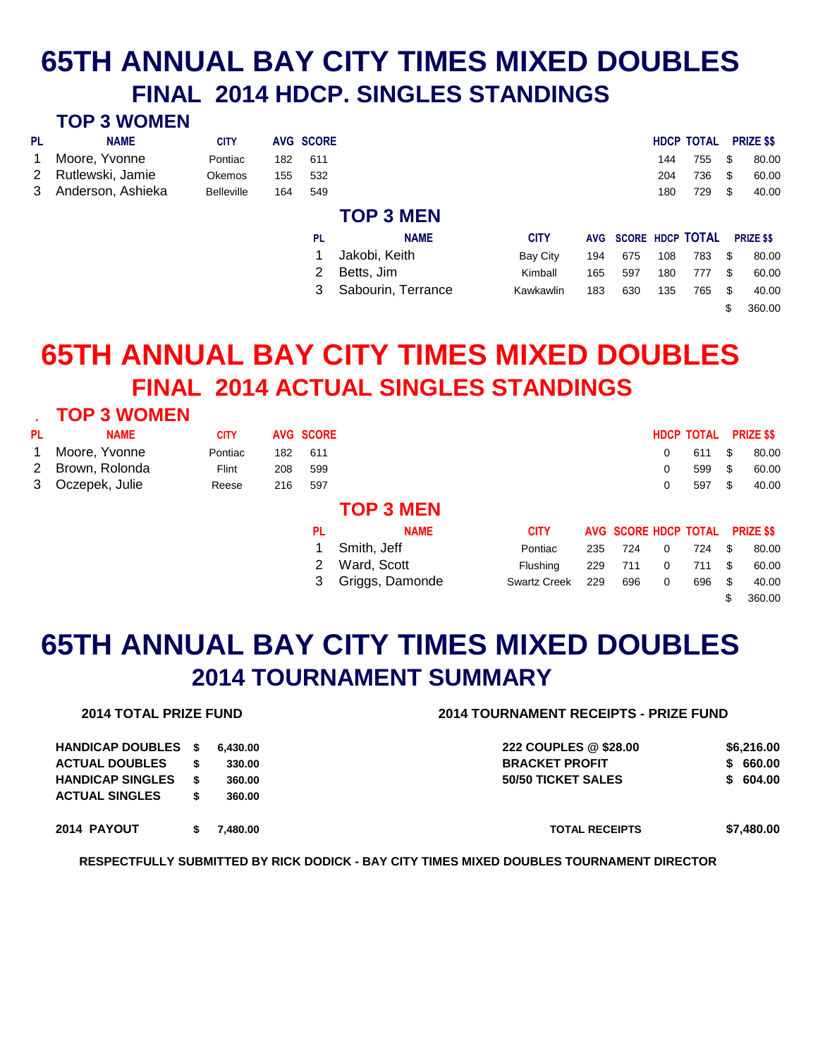# 65TH ANNUAL BAY CITY TIMES MIXED DOUBLES

## FINAL 2014 HDCP. SINGLES STANDINGS

### TOP 3 WOMEN

| PL | NAME | CITY | AVG | SCORE | HDCP | TOTAL | PRIZE $$ |
|---|---|---|---|---|---|---|---|
| 1 | Moore, Yvonne | Pontiac | 182 | 611 | 144 | 755 | $ 80.00 |
| 2 | Rutlewski, Jamie | Okemos | 155 | 532 | 204 | 736 | $ 60.00 |
| 3 | Anderson, Ashieka | Belleville | 164 | 549 | 180 | 729 | $ 40.00 |

### TOP 3 MEN

| PL | NAME | CITY | AVG | SCORE | HDCP | TOTAL | PRIZE $$ |
|---|---|---|---|---|---|---|---|
| 1 | Jakobi, Keith | Bay City | 194 | 675 | 108 | 783 | $ 80.00 |
| 2 | Betts, Jim | Kimball | 165 | 597 | 180 | 777 | $ 60.00 |
| 3 | Sabourin, Terrance | Kawkawlin | 183 | 630 | 135 | 765 | $ 40.00 |
| | | | | | | | $ 360.00 |

# 65TH ANNUAL BAY CITY TIMES MIXED DOUBLES

## FINAL 2014 ACTUAL SINGLES STANDINGS

### TOP 3 WOMEN

| PL | NAME | CITY | AVG | SCORE | HDCP | TOTAL | PRIZE $$ |
|---|---|---|---|---|---|---|---|
| 1 | Moore, Yvonne | Pontiac | 182 | 611 | 0 | 611 | $ 80.00 |
| 2 | Brown, Rolonda | Flint | 208 | 599 | 0 | 599 | $ 60.00 |
| 3 | Oczepek, Julie | Reese | 216 | 597 | 0 | 597 | $ 40.00 |

### TOP 3 MEN

| PL | NAME | CITY | AVG | SCORE | HDCP | TOTAL | PRIZE $$ |
|---|---|---|---|---|---|---|---|
| 1 | Smith, Jeff | Pontiac | 235 | 724 | 0 | 724 | $ 80.00 |
| 2 | Ward, Scott | Flushing | 229 | 711 | 0 | 711 | $ 60.00 |
| 3 | Griggs, Damonde | Swartz Creek | 229 | 696 | 0 | 696 | $ 40.00 |
| | | | | | | | $ 360.00 |

# 65TH ANNUAL BAY CITY TIMES MIXED DOUBLES

## 2014 TOURNAMENT SUMMARY

**2014 TOTAL PRIZE FUND**

| | |
|---|---|
| **HANDICAP DOUBLES** | **$ 6,430.00** |
| **ACTUAL DOUBLES** | **$ 330.00** |
| **HANDICAP SINGLES** | **$ 360.00** |
| **ACTUAL SINGLES** | **$ 360.00** |
| **2014 PAYOUT** | **$ 7,480.00** |

**2014 TOURNAMENT RECEIPTS - PRIZE FUND**

| | |
|---|---|
| **222 COUPLES @ $28.00** | **$6,216.00** |
| **BRACKET PROFIT** | **$ 660.00** |
| **50/50 TICKET SALES** | **$ 604.00** |
| **TOTAL RECEIPTS** | **$7,480.00** |

**RESPECTFULLY SUBMITTED BY RICK DODICK - BAY CITY TIMES MIXED DOUBLES TOURNAMENT DIRECTOR**